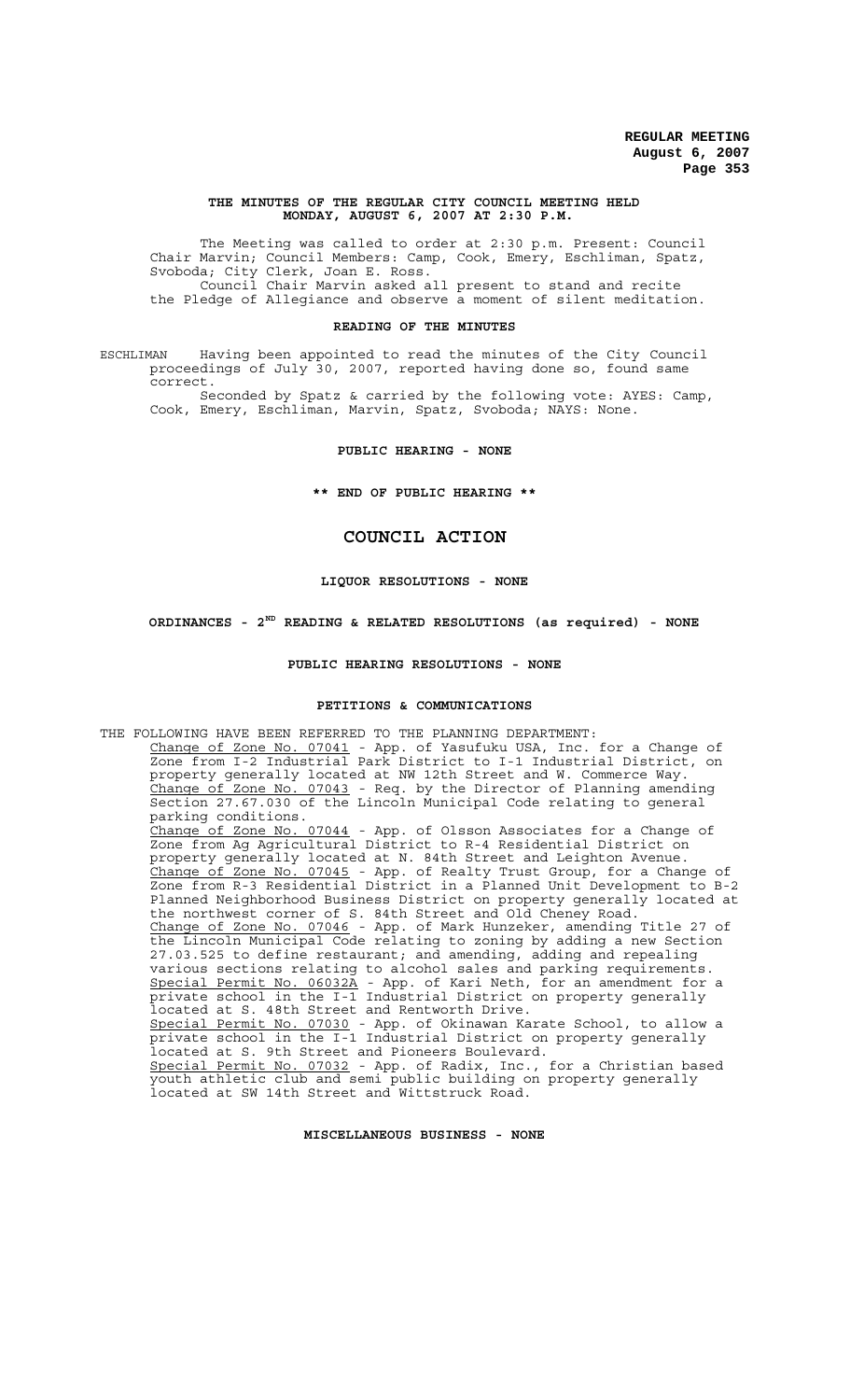# THE MINUTES OF THE REGULAR CITY COUNCIL MEETING HELD MONDAY, AUGUST 6, 2007 AT 2:30 P.M.

The Meeting was called to order at 2:30 p.m. Present: Council Chair Marvin; Council Members: Camp, Cook, Emery, Eschliman, Spatz, Svoboda; City Clerk, Joan E. Ross.

Council Chair Marvin asked all present to stand and recite the Pledge of Allegiance and observe a moment of silent meditation.

## READING OF THE MINUTES

ESCHLIMAN Having been appointed to read the minutes of the City Council proceedings of July 30, 2007, reported having done so, found same correct.

Seconded by Spatz & carried by the following vote: AYES: Camp, Cook, Emery, Eschliman, Marvin, Spatz, Svoboda; NAYS: None.

## PUBLIC HEARING - NONE

**\*\* END OF PUBLIC HEARING \*\***

# COUNCIL ACTION

## LIQUOR RESOLUTIONS - NONE

## ORDINANCES - 2ND READING & RELATED RESOLUTIONS (as required) - NONE

## PUBLIC HEARING RESOLUTIONS - NONE

## PETITIONS & COMMUNICATIONS

THE FOLLOWING HAVE BEEN REFERRED TO THE PLANNING DEPARTMENT:

Change of Zone No. 07041 - App. of Yasufuku USA, Inc. for a Change of Zone from I-2 Industrial Park District to I-1 Industrial District, on property generally located at NW 12th Street and W. Commerce Way.

Change of Zone No. 07043 - Req. by the Director of Planning amending Section 27.67.030 of the Lincoln Municipal Code relating to general parking conditions.

Change of Zone No. 07044 - App. of Olsson Associates for a Change of Zone from Ag Agricultural District to R-4 Residential District on property generally located at N. 84th Street and Leighton Avenue.

Change of Zone No. 07045 - App. of Realty Trust Group, for a Change of Zone from R-3 Residential District in a Planned Unit Development to B-2 Planned Neighborhood Business District on property generally located at the northwest corner of S. 84th Street and Old Cheney Road.

Change of Zone No. 07046 - App. of Mark Hunzeker, amending Title 27 of the Lincoln Municipal Code relating to zoning by adding a new Section 27.03.525 to define restaurant; and amending, adding and repealing various sections relating to alcohol sales and parking requirements.

Special Permit No. 06032A - App. of Kari Neth, for an amendment for a private school in the I-1 Industrial District on property generally located at S. 48th Street and Rentworth Drive.

Special Permit No. 07030 - App. of Okinawan Karate School, to allow a private school in the I-1 Industrial District on property generally located at S. 9th Street and Pioneers Boulevard.

Special Permit No. 07032 - App. of Radix, Inc., for a Christian based youth athletic club and semi public building on property generally located at SW 14th Street and Wittstruck Road.

## MISCELLANEOUS BUSINESS - NONE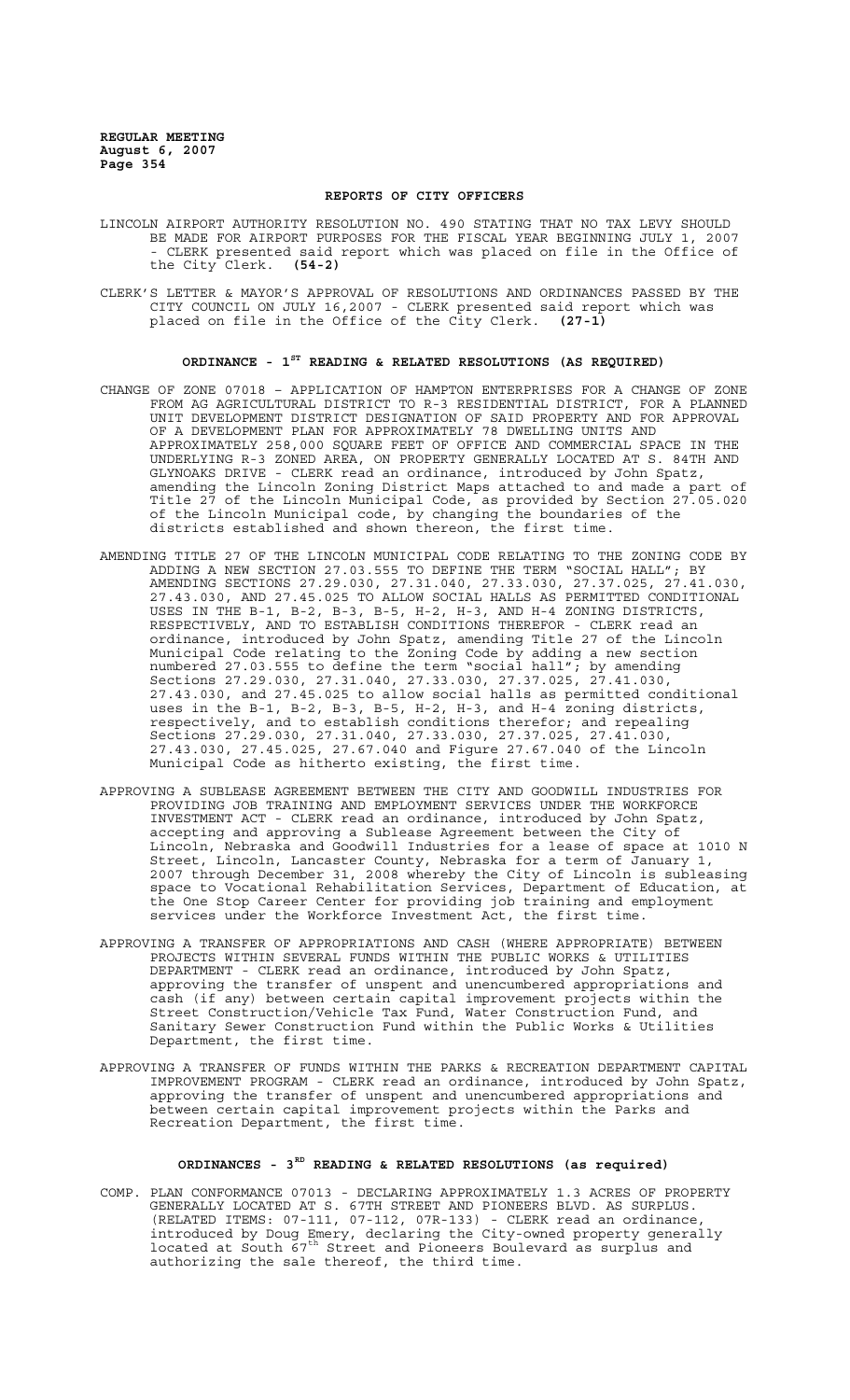## REPORTS OF CITY OFFICERS

LINCOLN AIRPORT AUTHORITY RESOLUTION NO. 490 STATING THAT NO TAX LEVY SHOULD BE MADE FOR AIRPORT PURPOSES FOR THE FISCAL YEAR BEGINNING JULY 1, 2007 - CLERK presented said report which was placed on file in the Office of the City Clerk. **(54-2)**

CLERK'S LETTER & MAYOR'S APPROVAL OF RESOLUTIONS AND ORDINANCES PASSED BY THE CITY COUNCIL ON JULY 16,2007 - CLERK presented said report which was placed on file in the Office of the City Clerk. **(27-1)**

## ORDINANCE - 1ST READING & RELATED RESOLUTIONS (AS REQUIRED)

CHANGE OF ZONE 07018 – APPLICATION OF HAMPTON ENTERPRISES FOR A CHANGE OF ZONE FROM AG AGRICULTURAL DISTRICT TO R-3 RESIDENTIAL DISTRICT, FOR A PLANNED UNIT DEVELOPMENT DISTRICT DESIGNATION OF SAID PROPERTY AND FOR APPROVAL OF A DEVELOPMENT PLAN FOR APPROXIMATELY 78 DWELLING UNITS AND APPROXIMATELY 258,000 SQUARE FEET OF OFFICE AND COMMERCIAL SPACE IN THE UNDERLYING R-3 ZONED AREA, ON PROPERTY GENERALLY LOCATED AT S. 84TH AND GLYNOAKS DRIVE - CLERK read an ordinance, introduced by John Spatz, amending the Lincoln Zoning District Maps attached to and made a part of Title 27 of the Lincoln Municipal Code, as provided by Section 27.05.020 of the Lincoln Municipal code, by changing the boundaries of the districts established and shown thereon, the first time.

AMENDING TITLE 27 OF THE LINCOLN MUNICIPAL CODE RELATING TO THE ZONING CODE BY ADDING A NEW SECTION 27.03.555 TO DEFINE THE TERM "SOCIAL HALL"; BY AMENDING SECTIONS 27.29.030, 27.31.040, 27.33.030, 27.37.025, 27.41.030, 27.43.030, AND 27.45.025 TO ALLOW SOCIAL HALLS AS PERMITTED CONDITIONAL USES IN THE B-1, B-2, B-3, B-5, H-2, H-3, AND H-4 ZONING DISTRICTS, RESPECTIVELY, AND TO ESTABLISH CONDITIONS THEREFOR - CLERK read an ordinance, introduced by John Spatz, amending Title 27 of the Lincoln Municipal Code relating to the Zoning Code by adding a new section numbered 27.03.555 to define the term "social hall"; by amending Sections 27.29.030, 27.31.040, 27.33.030, 27.37.025, 27.41.030, 27.43.030, and 27.45.025 to allow social halls as permitted conditional uses in the B-1, B-2, B-3, B-5, H-2, H-3, and H-4 zoning districts, respectively, and to establish conditions therefor; and repealing Sections 27.29.030, 27.31.040, 27.33.030, 27.37.025, 27.41.030, 27.43.030, 27.45.025, 27.67.040 and Figure 27.67.040 of the Lincoln Municipal Code as hitherto existing, the first time.

APPROVING A SUBLEASE AGREEMENT BETWEEN THE CITY AND GOODWILL INDUSTRIES FOR PROVIDING JOB TRAINING AND EMPLOYMENT SERVICES UNDER THE WORKFORCE INVESTMENT ACT - CLERK read an ordinance, introduced by John Spatz, accepting and approving a Sublease Agreement between the City of Lincoln, Nebraska and Goodwill Industries for a lease of space at 1010 N Street, Lincoln, Lancaster County, Nebraska for a term of January 1, 2007 through December 31, 2008 whereby the City of Lincoln is subleasing space to Vocational Rehabilitation Services, Department of Education, at the One Stop Career Center for providing job training and employment services under the Workforce Investment Act, the first time.

APPROVING A TRANSFER OF APPROPRIATIONS AND CASH (WHERE APPROPRIATE) BETWEEN PROJECTS WITHIN SEVERAL FUNDS WITHIN THE PUBLIC WORKS & UTILITIES DEPARTMENT - CLERK read an ordinance, introduced by John Spatz, approving the transfer of unspent and unencumbered appropriations and cash (if any) between certain capital improvement projects within the Street Construction/Vehicle Tax Fund, Water Construction Fund, and Sanitary Sewer Construction Fund within the Public Works & Utilities Department, the first time.

APPROVING A TRANSFER OF FUNDS WITHIN THE PARKS & RECREATION DEPARTMENT CAPITAL IMPROVEMENT PROGRAM - CLERK read an ordinance, introduced by John Spatz, approving the transfer of unspent and unencumbered appropriations and between certain capital improvement projects within the Parks and Recreation Department, the first time.

## ORDINANCES - 3RD READING & RELATED RESOLUTIONS (as required)

COMP. PLAN CONFORMANCE 07013 - DECLARING APPROXIMATELY 1.3 ACRES OF PROPERTY GENERALLY LOCATED AT S. 67TH STREET AND PIONEERS BLVD. AS SURPLUS. (RELATED ITEMS: 07-111, 07-112, 07R-133) - CLERK read an ordinance, introduced by Doug Emery, declaring the City-owned property generally located at South 67th Street and Pioneers Boulevard as surplus and authorizing the sale thereof, the third time.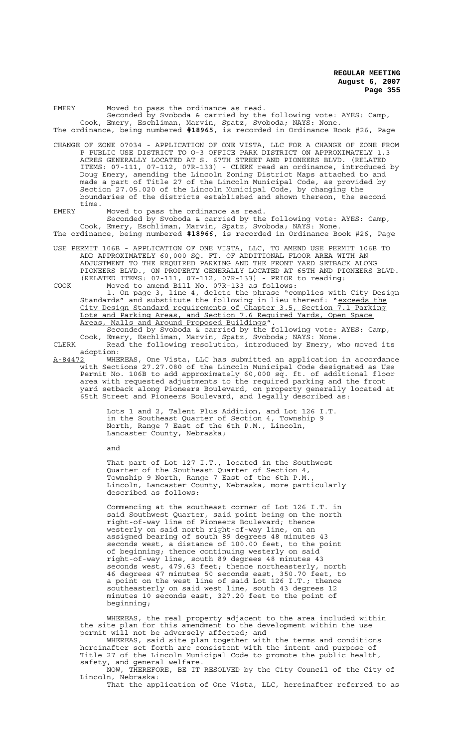EMERY Moved to pass the ordinance as read.

Seconded by Svoboda & carried by the following vote: AYES: Camp, Cook, Emery, Eschliman, Marvin, Spatz, Svoboda; NAYS: None.

The ordinance, being numbered **#18965**, is recorded in Ordinance Book #26, Page

CHANGE OF ZONE 07034 - APPLICATION OF ONE VISTA, LLC FOR A CHANGE OF ZONE FROM P PUBLIC USE DISTRICT TO O-3 OFFICE PARK DISTRICT ON APPROXIMATELY 1.3 ACRES GENERALLY LOCATED AT S. 67TH STREET AND PIONEERS BLVD. (RELATED ITEMS: 07-111, 07-112, 07R-133) - CLERK read an ordinance, introduced by Doug Emery, amending the Lincoln Zoning District Maps attached to and made a part of Title 27 of the Lincoln Municipal Code, as provided by Section 27.05.020 of the Lincoln Municipal Code, by changing the boundaries of the districts established and shown thereon, the second time.

EMERY Moved to pass the ordinance as read.

Seconded by Svoboda & carried by the following vote: AYES: Camp, Cook, Emery, Eschliman, Marvin, Spatz, Svoboda; NAYS: None.

The ordinance, being numbered **#18966**, is recorded in Ordinance Book #26, Page

USE PERMIT 106B - APPLICATION OF ONE VISTA, LLC, TO AMEND USE PERMIT 106B TO ADD APPROXIMATELY 60,000 SQ. FT. OF ADDITIONAL FLOOR AREA WITH AN ADJUSTMENT TO THE REQUIRED PARKING AND THE FRONT YARD SETBACK ALONG PIONEERS BLVD., ON PROPERTY GENERALLY LOCATED AT 65TH AND PIONEERS BLVD. (RELATED ITEMS: 07-111, 07-112, 07R-133) - PRIOR to reading:

COOK Moved to amend Bill No. 07R-133 as follows:

1. On page 3, line 4, delete the phrase "complies with City Design Standards" and substitute the following in lieu thereof: "exceeds the City Design Standard requirements of Chapter 3.5, Section 7.1 Parking Lots and Parking Areas, and Section 7.6 Required Yards, Open Space Areas, Malls and Around Proposed Buildings".

Seconded by Svoboda & carried by the following vote: AYES: Camp, Cook, Emery, Eschliman, Marvin, Spatz, Svoboda; NAYS: None.

CLERK Read the following resolution, introduced by Emery, who moved its adoption:

A-84472 WHEREAS, One Vista, LLC has submitted an application in accordance with Sections 27.27.080 of the Lincoln Municipal Code designated as Use Permit No. 106B to add approximately 60,000 sq. ft. of additional floor area with requested adjustments to the required parking and the front yard setback along Pioneers Boulevard, on property generally located at 65th Street and Pioneers Boulevard, and legally described as:

> Lots 1 and 2, Talent Plus Addition, and Lot 126 I.T. in the Southeast Quarter of Section 4, Township 9 North, Range 7 East of the 6th P.M., Lincoln, Lancaster County, Nebraska;
>
> and
>
> That part of Lot 127 I.T., located in the Southwest Quarter of the Southeast Quarter of Section 4, Township 9 North, Range 7 East of the 6th P.M., Lincoln, Lancaster County, Nebraska, more particularly described as follows:
>
> Commencing at the southeast corner of Lot 126 I.T. in said Southwest Quarter, said point being on the north right-of-way line of Pioneers Boulevard; thence westerly on said north right-of-way line, on an assigned bearing of south 89 degrees 48 minutes 43 seconds west, a distance of 100.00 feet, to the point of beginning; thence continuing westerly on said right-of-way line, south 89 degrees 48 minutes 43 seconds west, 479.63 feet; thence northeasterly, north 46 degrees 47 minutes 50 seconds east, 350.70 feet, to a point on the west line of said Lot 126 I.T.; thence southeasterly on said west line, south 43 degrees 12 minutes 10 seconds east, 327.20 feet to the point of beginning;

WHEREAS, the real property adjacent to the area included within the site plan for this amendment to the development within the use permit will not be adversely affected; and

WHEREAS, said site plan together with the terms and conditions hereinafter set forth are consistent with the intent and purpose of Title 27 of the Lincoln Municipal Code to promote the public health, safety, and general welfare.

NOW, THEREFORE, BE IT RESOLVED by the City Council of the City of Lincoln, Nebraska:

That the application of One Vista, LLC, hereinafter referred to as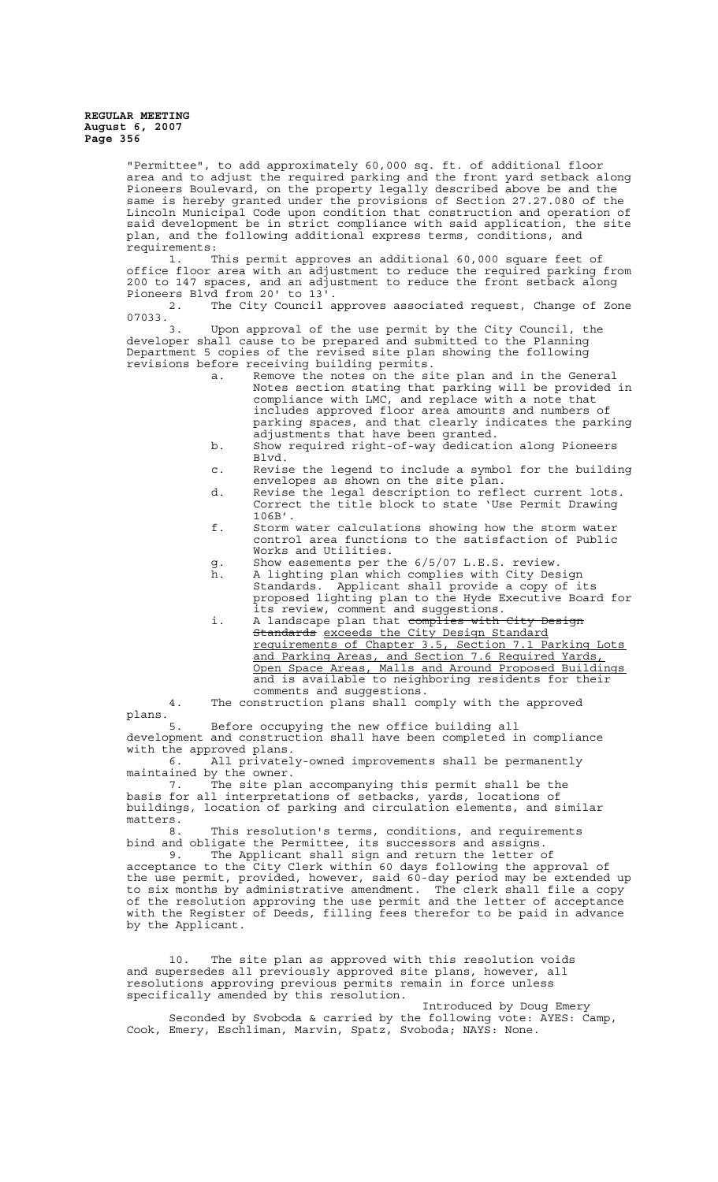"Permittee", to add approximately 60,000 sq. ft. of additional floor area and to adjust the required parking and the front yard setback along Pioneers Boulevard, on the property legally described above be and the same is hereby granted under the provisions of Section 27.27.080 of the Lincoln Municipal Code upon condition that construction and operation of said development be in strict compliance with said application, the site plan, and the following additional express terms, conditions, and requirements:

1. This permit approves an additional 60,000 square feet of office floor area with an adjustment to reduce the required parking from 200 to 147 spaces, and an adjustment to reduce the front setback along Pioneers Blvd from 20' to 13'.

2. The City Council approves associated request, Change of Zone 07033.

3. Upon approval of the use permit by the City Council, the developer shall cause to be prepared and submitted to the Planning Department 5 copies of the revised site plan showing the following revisions before receiving building permits.

   a. Remove the notes on the site plan and in the General Notes section stating that parking will be provided in compliance with LMC, and replace with a note that includes approved floor area amounts and numbers of parking spaces, and that clearly indicates the parking adjustments that have been granted.
   b. Show required right-of-way dedication along Pioneers Blvd.
   c. Revise the legend to include a symbol for the building envelopes as shown on the site plan.
   d. Revise the legal description to reflect current lots. Correct the title block to state 'Use Permit Drawing 106B'.
   f. Storm water calculations showing how the storm water control area functions to the satisfaction of Public Works and Utilities.
   g. Show easements per the 6/5/07 L.E.S. review.
   h. A lighting plan which complies with City Design Standards. Applicant shall provide a copy of its proposed lighting plan to the Hyde Executive Board for its review, comment and suggestions.
   i. A landscape plan that ~~complies with City Design Standards~~ <u>exceeds the City Design Standard requirements of Chapter 3.5, Section 7.1 Parking Lots and Parking Areas, and Section 7.6 Required Yards, Open Space Areas, Malls and Around Proposed Buildings</u> and is available to neighboring residents for their comments and suggestions.

4. The construction plans shall comply with the approved plans.

5. Before occupying the new office building all development and construction shall have been completed in compliance with the approved plans.

6. All privately-owned improvements shall be permanently maintained by the owner.

7. The site plan accompanying this permit shall be the basis for all interpretations of setbacks, yards, locations of buildings, location of parking and circulation elements, and similar matters.

8. This resolution's terms, conditions, and requirements bind and obligate the Permittee, its successors and assigns.

9. The Applicant shall sign and return the letter of acceptance to the City Clerk within 60 days following the approval of the use permit, provided, however, said 60-day period may be extended up to six months by administrative amendment. The clerk shall file a copy of the resolution approving the use permit and the letter of acceptance with the Register of Deeds, filling fees therefor to be paid in advance by the Applicant.

10. The site plan as approved with this resolution voids and supersedes all previously approved site plans, however, all resolutions approving previous permits remain in force unless specifically amended by this resolution.

Introduced by Doug Emery

Seconded by Svoboda & carried by the following vote: AYES: Camp, Cook, Emery, Eschliman, Marvin, Spatz, Svoboda; NAYS: None.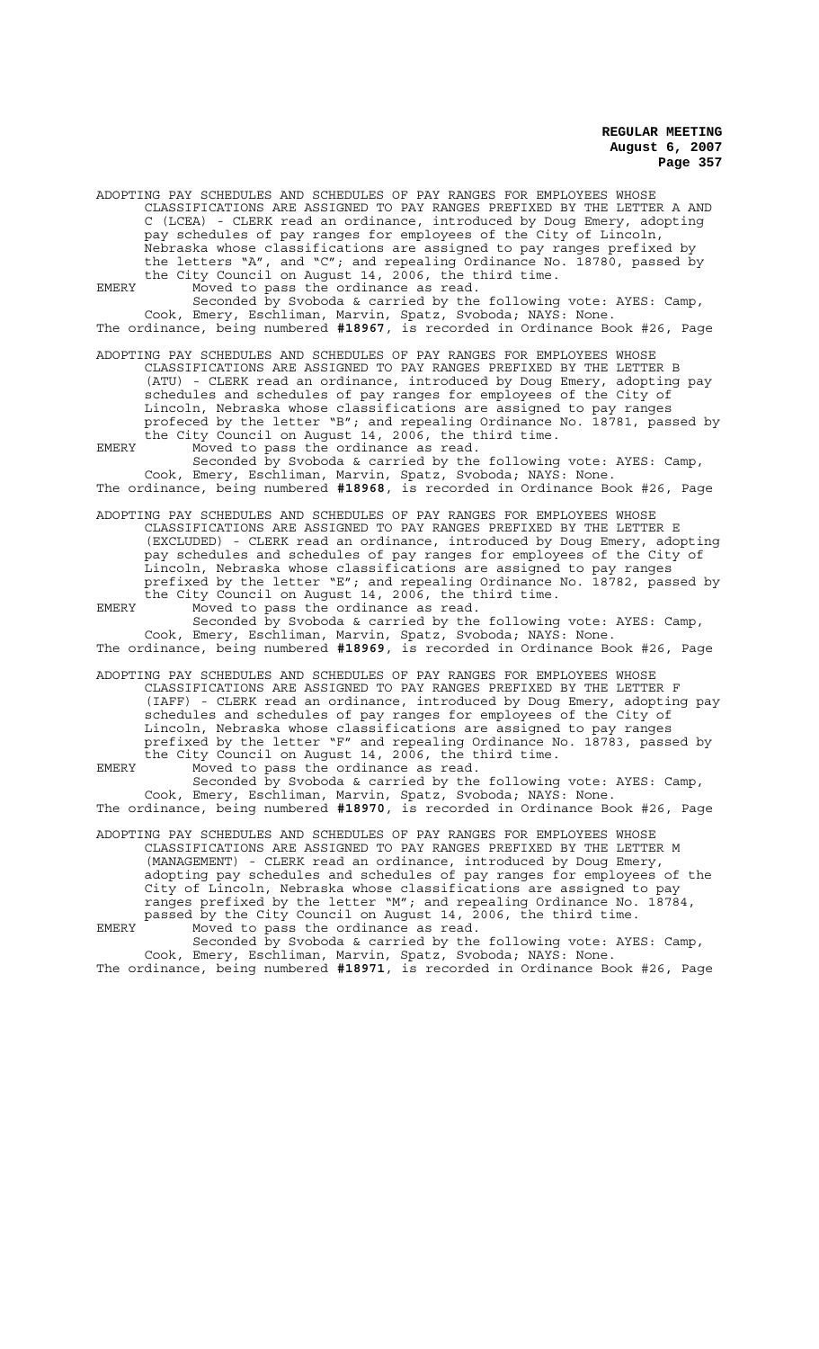ADOPTING PAY SCHEDULES AND SCHEDULES OF PAY RANGES FOR EMPLOYEES WHOSE CLASSIFICATIONS ARE ASSIGNED TO PAY RANGES PREFIXED BY THE LETTER A AND C (LCEA) - CLERK read an ordinance, introduced by Doug Emery, adopting pay schedules of pay ranges for employees of the City of Lincoln, Nebraska whose classifications are assigned to pay ranges prefixed by the letters "A", and "C"; and repealing Ordinance No. 18780, passed by the City Council on August 14, 2006, the third time.

EMERY Moved to pass the ordinance as read.

Seconded by Svoboda & carried by the following vote: AYES: Camp, Cook, Emery, Eschliman, Marvin, Spatz, Svoboda; NAYS: None.

The ordinance, being numbered **#18967**, is recorded in Ordinance Book #26, Page

ADOPTING PAY SCHEDULES AND SCHEDULES OF PAY RANGES FOR EMPLOYEES WHOSE CLASSIFICATIONS ARE ASSIGNED TO PAY RANGES PREFIXED BY THE LETTER B (ATU) - CLERK read an ordinance, introduced by Doug Emery, adopting pay schedules and schedules of pay ranges for employees of the City of Lincoln, Nebraska whose classifications are assigned to pay ranges profeced by the letter "B"; and repealing Ordinance No. 18781, passed by the City Council on August 14, 2006, the third time.

EMERY Moved to pass the ordinance as read.

Seconded by Svoboda & carried by the following vote: AYES: Camp, Cook, Emery, Eschliman, Marvin, Spatz, Svoboda; NAYS: None.

The ordinance, being numbered **#18968**, is recorded in Ordinance Book #26, Page

ADOPTING PAY SCHEDULES AND SCHEDULES OF PAY RANGES FOR EMPLOYEES WHOSE CLASSIFICATIONS ARE ASSIGNED TO PAY RANGES PREFIXED BY THE LETTER E (EXCLUDED) - CLERK read an ordinance, introduced by Doug Emery, adopting pay schedules and schedules of pay ranges for employees of the City of Lincoln, Nebraska whose classifications are assigned to pay ranges prefixed by the letter "E"; and repealing Ordinance No. 18782, passed by the City Council on August 14, 2006, the third time.

EMERY Moved to pass the ordinance as read.

Seconded by Svoboda & carried by the following vote: AYES: Camp, Cook, Emery, Eschliman, Marvin, Spatz, Svoboda; NAYS: None.

The ordinance, being numbered **#18969**, is recorded in Ordinance Book #26, Page

ADOPTING PAY SCHEDULES AND SCHEDULES OF PAY RANGES FOR EMPLOYEES WHOSE CLASSIFICATIONS ARE ASSIGNED TO PAY RANGES PREFIXED BY THE LETTER F (IAFF) - CLERK read an ordinance, introduced by Doug Emery, adopting pay schedules and schedules of pay ranges for employees of the City of Lincoln, Nebraska whose classifications are assigned to pay ranges prefixed by the letter "F" and repealing Ordinance No. 18783, passed by the City Council on August 14, 2006, the third time.

EMERY Moved to pass the ordinance as read.

Seconded by Svoboda & carried by the following vote: AYES: Camp, Cook, Emery, Eschliman, Marvin, Spatz, Svoboda; NAYS: None.

The ordinance, being numbered **#18970**, is recorded in Ordinance Book #26, Page

ADOPTING PAY SCHEDULES AND SCHEDULES OF PAY RANGES FOR EMPLOYEES WHOSE CLASSIFICATIONS ARE ASSIGNED TO PAY RANGES PREFIXED BY THE LETTER M (MANAGEMENT) - CLERK read an ordinance, introduced by Doug Emery, adopting pay schedules and schedules of pay ranges for employees of the City of Lincoln, Nebraska whose classifications are assigned to pay ranges prefixed by the letter "M"; and repealing Ordinance No. 18784, passed by the City Council on August 14, 2006, the third time.

EMERY Moved to pass the ordinance as read.

Seconded by Svoboda & carried by the following vote: AYES: Camp, Cook, Emery, Eschliman, Marvin, Spatz, Svoboda; NAYS: None.

The ordinance, being numbered **#18971**, is recorded in Ordinance Book #26, Page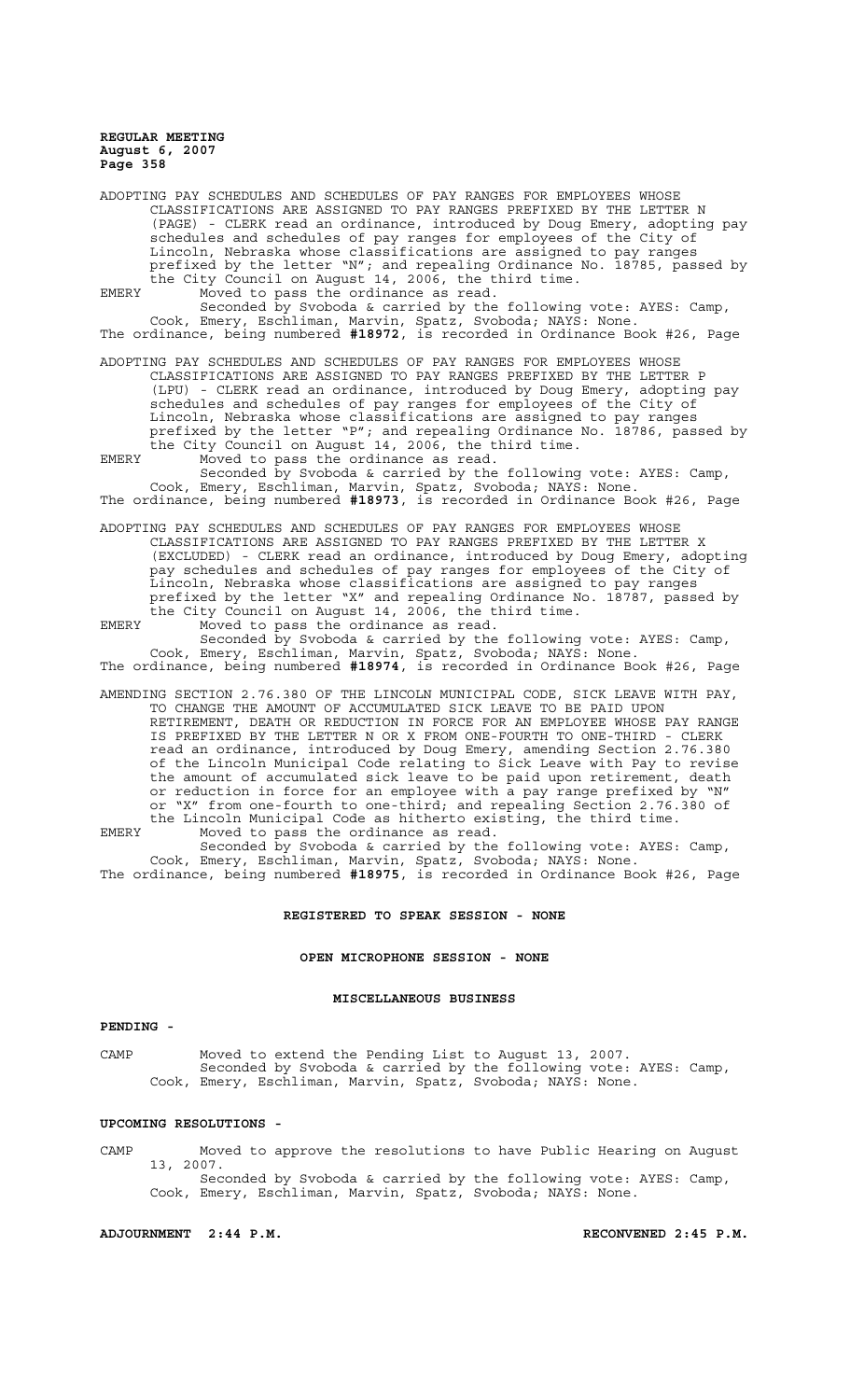ADOPTING PAY SCHEDULES AND SCHEDULES OF PAY RANGES FOR EMPLOYEES WHOSE CLASSIFICATIONS ARE ASSIGNED TO PAY RANGES PREFIXED BY THE LETTER N (PAGE) - CLERK read an ordinance, introduced by Doug Emery, adopting pay schedules and schedules of pay ranges for employees of the City of Lincoln, Nebraska whose classifications are assigned to pay ranges prefixed by the letter "N"; and repealing Ordinance No. 18785, passed by the City Council on August 14, 2006, the third time.

EMERY Moved to pass the ordinance as read.

Seconded by Svoboda & carried by the following vote: AYES: Camp, Cook, Emery, Eschliman, Marvin, Spatz, Svoboda; NAYS: None.

The ordinance, being numbered **#18972**, is recorded in Ordinance Book #26, Page

ADOPTING PAY SCHEDULES AND SCHEDULES OF PAY RANGES FOR EMPLOYEES WHOSE CLASSIFICATIONS ARE ASSIGNED TO PAY RANGES PREFIXED BY THE LETTER P (LPU) - CLERK read an ordinance, introduced by Doug Emery, adopting pay schedules and schedules of pay ranges for employees of the City of Lincoln, Nebraska whose classifications are assigned to pay ranges prefixed by the letter "P"; and repealing Ordinance No. 18786, passed by the City Council on August 14, 2006, the third time.

EMERY Moved to pass the ordinance as read.

Seconded by Svoboda & carried by the following vote: AYES: Camp, Cook, Emery, Eschliman, Marvin, Spatz, Svoboda; NAYS: None.

The ordinance, being numbered **#18973**, is recorded in Ordinance Book #26, Page

ADOPTING PAY SCHEDULES AND SCHEDULES OF PAY RANGES FOR EMPLOYEES WHOSE CLASSIFICATIONS ARE ASSIGNED TO PAY RANGES PREFIXED BY THE LETTER X (EXCLUDED) - CLERK read an ordinance, introduced by Doug Emery, adopting pay schedules and schedules of pay ranges for employees of the City of Lincoln, Nebraska whose classifications are assigned to pay ranges prefixed by the letter "X" and repealing Ordinance No. 18787, passed by the City Council on August 14, 2006, the third time.

EMERY Moved to pass the ordinance as read.

Seconded by Svoboda & carried by the following vote: AYES: Camp, Cook, Emery, Eschliman, Marvin, Spatz, Svoboda; NAYS: None.

The ordinance, being numbered **#18974**, is recorded in Ordinance Book #26, Page

AMENDING SECTION 2.76.380 OF THE LINCOLN MUNICIPAL CODE, SICK LEAVE WITH PAY, TO CHANGE THE AMOUNT OF ACCUMULATED SICK LEAVE TO BE PAID UPON RETIREMENT, DEATH OR REDUCTION IN FORCE FOR AN EMPLOYEE WHOSE PAY RANGE IS PREFIXED BY THE LETTER N OR X FROM ONE-FOURTH TO ONE-THIRD - CLERK read an ordinance, introduced by Doug Emery, amending Section 2.76.380 of the Lincoln Municipal Code relating to Sick Leave with Pay to revise the amount of accumulated sick leave to be paid upon retirement, death or reduction in force for an employee with a pay range prefixed by "N" or "X" from one-fourth to one-third; and repealing Section 2.76.380 of the Lincoln Municipal Code as hitherto existing, the third time.

EMERY Moved to pass the ordinance as read.

Seconded by Svoboda & carried by the following vote: AYES: Camp, Cook, Emery, Eschliman, Marvin, Spatz, Svoboda; NAYS: None.

The ordinance, being numbered **#18975**, is recorded in Ordinance Book #26, Page

## REGISTERED TO SPEAK SESSION - NONE

## OPEN MICROPHONE SESSION - NONE

## MISCELLANEOUS BUSINESS

**PENDING -**

CAMP Moved to extend the Pending List to August 13, 2007.

Seconded by Svoboda & carried by the following vote: AYES: Camp, Cook, Emery, Eschliman, Marvin, Spatz, Svoboda; NAYS: None.

**UPCOMING RESOLUTIONS -**

CAMP Moved to approve the resolutions to have Public Hearing on August 13, 2007.

Seconded by Svoboda & carried by the following vote: AYES: Camp, Cook, Emery, Eschliman, Marvin, Spatz, Svoboda; NAYS: None.

**ADJOURNMENT 2:44 P.M.** **RECONVENED 2:45 P.M.**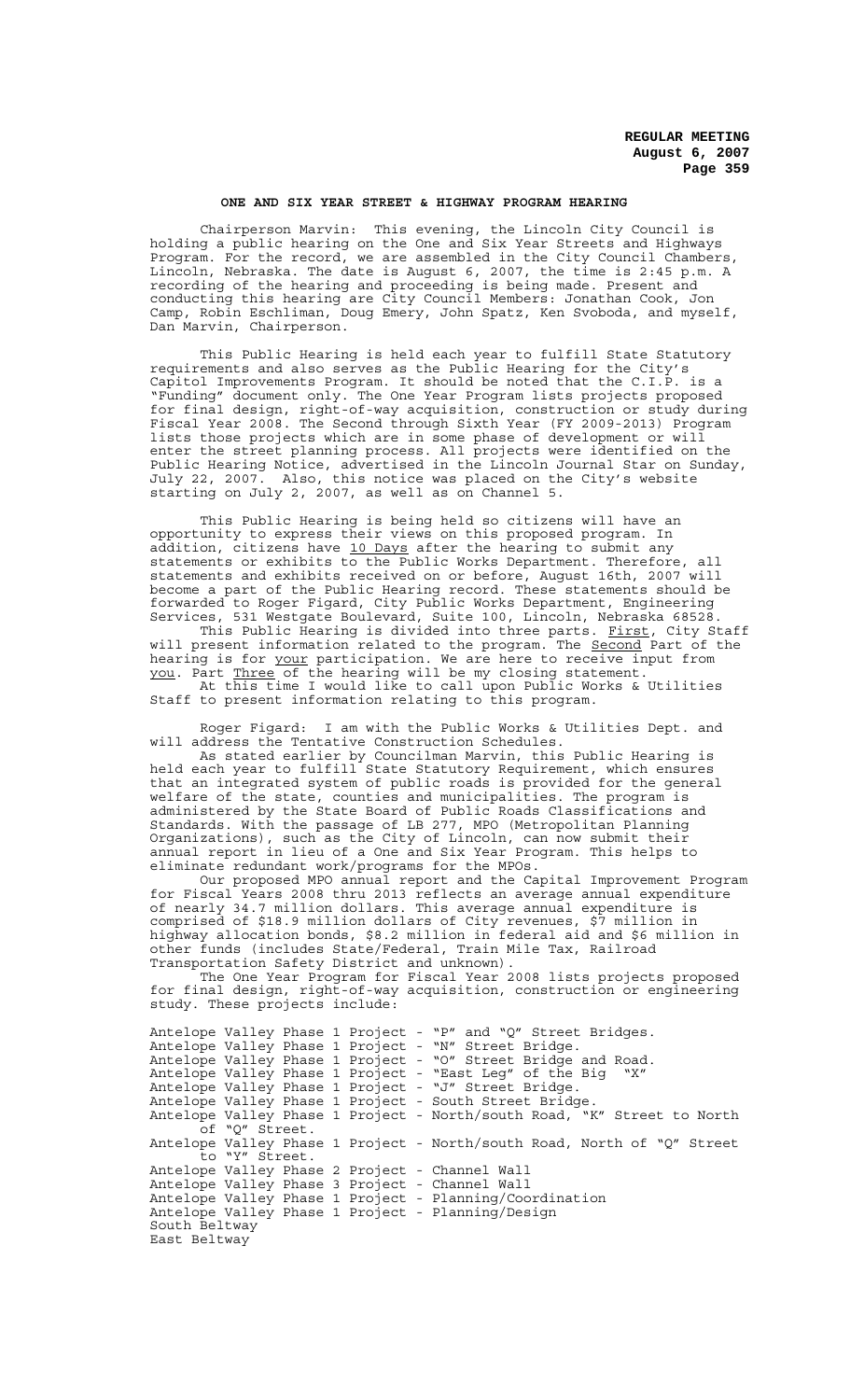## ONE AND SIX YEAR STREET & HIGHWAY PROGRAM HEARING

Chairperson Marvin: This evening, the Lincoln City Council is holding a public hearing on the One and Six Year Streets and Highways Program. For the record, we are assembled in the City Council Chambers, Lincoln, Nebraska. The date is August 6, 2007, the time is 2:45 p.m. A recording of the hearing and proceeding is being made. Present and conducting this hearing are City Council Members: Jonathan Cook, Jon Camp, Robin Eschliman, Doug Emery, John Spatz, Ken Svoboda, and myself, Dan Marvin, Chairperson.

This Public Hearing is held each year to fulfill State Statutory requirements and also serves as the Public Hearing for the City's Capitol Improvements Program. It should be noted that the C.I.P. is a "Funding" document only. The One Year Program lists projects proposed for final design, right-of-way acquisition, construction or study during Fiscal Year 2008. The Second through Sixth Year (FY 2009-2013) Program lists those projects which are in some phase of development or will enter the street planning process. All projects were identified on the Public Hearing Notice, advertised in the Lincoln Journal Star on Sunday, July 22, 2007. Also, this notice was placed on the City's website starting on July 2, 2007, as well as on Channel 5.

This Public Hearing is being held so citizens will have an opportunity to express their views on this proposed program. In addition, citizens have <u>10 Days</u> after the hearing to submit any statements or exhibits to the Public Works Department. Therefore, all statements and exhibits received on or before, August 16th, 2007 will become a part of the Public Hearing record. These statements should be forwarded to Roger Figard, City Public Works Department, Engineering Services, 531 Westgate Boulevard, Suite 100, Lincoln, Nebraska 68528.

This Public Hearing is divided into three parts. <u>First</u>, City Staff will present information related to the program. The <u>Second</u> Part of the hearing is for <u>your</u> participation. We are here to receive input from <u>you</u>. Part <u>Three</u> of the hearing will be my closing statement.

At this time I would like to call upon Public Works & Utilities Staff to present information relating to this program.

Roger Figard: I am with the Public Works & Utilities Dept. and will address the Tentative Construction Schedules.

As stated earlier by Councilman Marvin, this Public Hearing is held each year to fulfill State Statutory Requirement, which ensures that an integrated system of public roads is provided for the general welfare of the state, counties and municipalities. The program is administered by the State Board of Public Roads Classifications and Standards. With the passage of LB 277, MPO (Metropolitan Planning Organizations), such as the City of Lincoln, can now submit their annual report in lieu of a One and Six Year Program. This helps to eliminate redundant work/programs for the MPOs.

Our proposed MPO annual report and the Capital Improvement Program for Fiscal Years 2008 thru 2013 reflects an average annual expenditure of nearly 34.7 million dollars. This average annual expenditure is comprised of $18.9 million dollars of City revenues, $7 million in highway allocation bonds, $8.2 million in federal aid and $6 million in other funds (includes State/Federal, Train Mile Tax, Railroad Transportation Safety District and unknown).

The One Year Program for Fiscal Year 2008 lists projects proposed for final design, right-of-way acquisition, construction or engineering study. These projects include:

Antelope Valley Phase 1 Project - "P" and "Q" Street Bridges.
Antelope Valley Phase 1 Project - "N" Street Bridge.
Antelope Valley Phase 1 Project - "O" Street Bridge and Road.
Antelope Valley Phase 1 Project - "East Leg" of the Big "X"
Antelope Valley Phase 1 Project - "J" Street Bridge.
Antelope Valley Phase 1 Project - South Street Bridge.
Antelope Valley Phase 1 Project - North/south Road, "K" Street to North of "Q" Street.
Antelope Valley Phase 1 Project - North/south Road, North of "Q" Street to "Y" Street.
Antelope Valley Phase 2 Project - Channel Wall
Antelope Valley Phase 3 Project - Channel Wall
Antelope Valley Phase 1 Project - Planning/Coordination
Antelope Valley Phase 1 Project - Planning/Design
South Beltway
East Beltway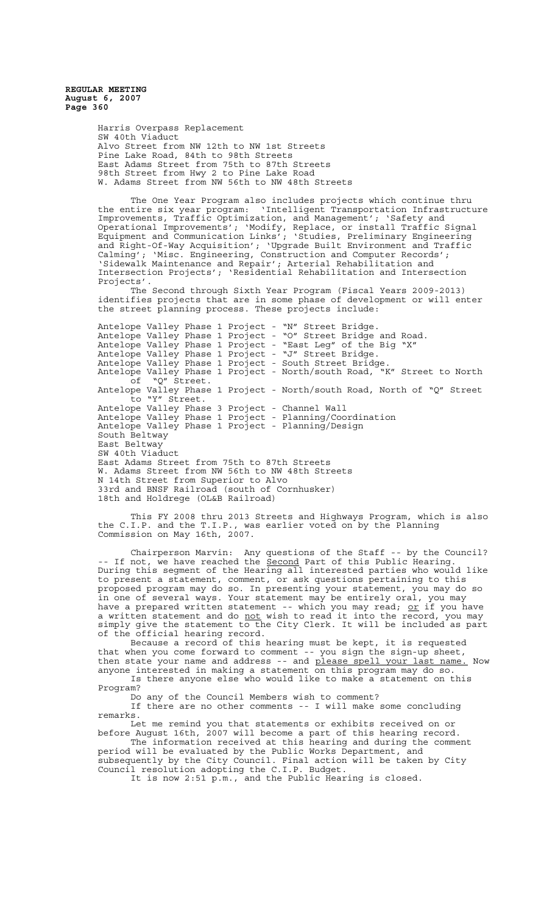Harris Overpass Replacement
SW 40th Viaduct
Alvo Street from NW 12th to NW 1st Streets
Pine Lake Road, 84th to 98th Streets
East Adams Street from 75th to 87th Streets
98th Street from Hwy 2 to Pine Lake Road
W. Adams Street from NW 56th to NW 48th Streets

The One Year Program also includes projects which continue thru the entire six year program: 'Intelligent Transportation Infrastructure Improvements, Traffic Optimization, and Management'; 'Safety and Operational Improvements'; 'Modify, Replace, or install Traffic Signal Equipment and Communication Links'; 'Studies, Preliminary Engineering and Right-Of-Way Acquisition'; 'Upgrade Built Environment and Traffic Calming'; 'Misc. Engineering, Construction and Computer Records'; 'Sidewalk Maintenance and Repair'; Arterial Rehabilitation and Intersection Projects'; 'Residential Rehabilitation and Intersection Projects'.

The Second through Sixth Year Program (Fiscal Years 2009-2013) identifies projects that are in some phase of development or will enter the street planning process. These projects include:

Antelope Valley Phase 1 Project - "N" Street Bridge.
Antelope Valley Phase 1 Project - "O" Street Bridge and Road.
Antelope Valley Phase 1 Project - "East Leg" of the Big "X"
Antelope Valley Phase 1 Project - "J" Street Bridge.
Antelope Valley Phase 1 Project - South Street Bridge.
Antelope Valley Phase 1 Project - North/south Road, "K" Street to North of "Q" Street.
Antelope Valley Phase 1 Project - North/south Road, North of "Q" Street to "Y" Street.
Antelope Valley Phase 3 Project - Channel Wall
Antelope Valley Phase 1 Project - Planning/Coordination
Antelope Valley Phase 1 Project - Planning/Design
South Beltway
East Beltway
SW 40th Viaduct
East Adams Street from 75th to 87th Streets
W. Adams Street from NW 56th to NW 48th Streets
N 14th Street from Superior to Alvo
33rd and BNSF Railroad (south of Cornhusker)
18th and Holdrege (OL&B Railroad)

This FY 2008 thru 2013 Streets and Highways Program, which is also the C.I.P. and the T.I.P., was earlier voted on by the Planning Commission on May 16th, 2007.

Chairperson Marvin: Any questions of the Staff -- by the Council? -- If not, we have reached the Second Part of this Public Hearing. During this segment of the Hearing all interested parties who would like to present a statement, comment, or ask questions pertaining to this proposed program may do so. In presenting your statement, you may do so in one of several ways. Your statement may be entirely oral, you may have a prepared written statement -- which you may read; or if you have a written statement and do not wish to read it into the record, you may simply give the statement to the City Clerk. It will be included as part of the official hearing record.

Because a record of this hearing must be kept, it is requested that when you come forward to comment -- you sign the sign-up sheet, then state your name and address -- and please spell your last name. Now anyone interested in making a statement on this program may do so.

Is there anyone else who would like to make a statement on this Program?

Do any of the Council Members wish to comment?

If there are no other comments -- I will make some concluding remarks.

Let me remind you that statements or exhibits received on or before August 16th, 2007 will become a part of this hearing record.

The information received at this hearing and during the comment period will be evaluated by the Public Works Department, and subsequently by the City Council. Final action will be taken by City Council resolution adopting the C.I.P. Budget.

It is now 2:51 p.m., and the Public Hearing is closed.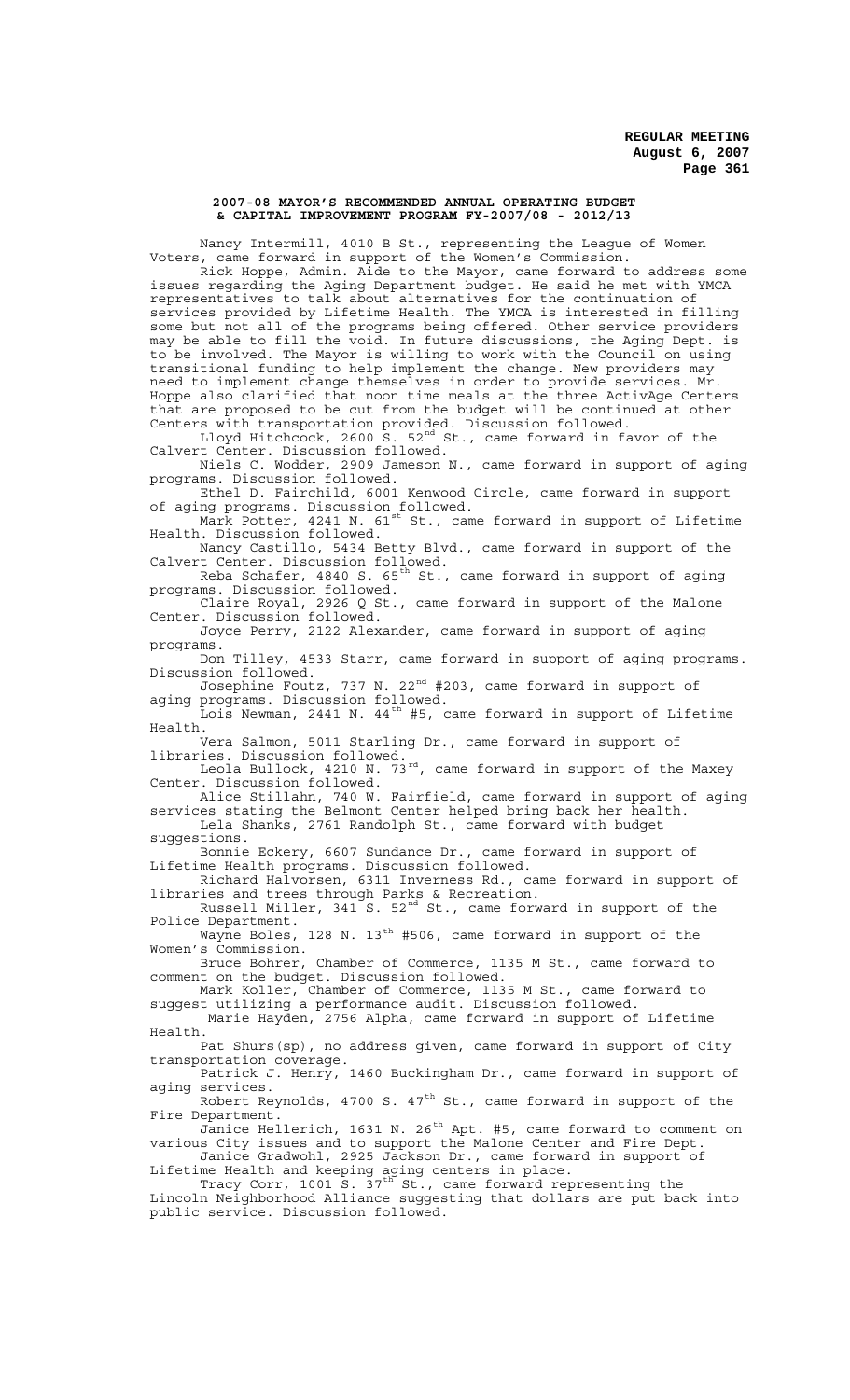#### 2007-08 MAYOR'S RECOMMENDED ANNUAL OPERATING BUDGET & CAPITAL IMPROVEMENT PROGRAM FY-2007/08 - 2012/13

Nancy Intermill, 4010 B St., representing the League of Women Voters, came forward in support of the Women's Commission.

Rick Hoppe, Admin. Aide to the Mayor, came forward to address some issues regarding the Aging Department budget. He said he met with YMCA representatives to talk about alternatives for the continuation of services provided by Lifetime Health. The YMCA is interested in filling some but not all of the programs being offered. Other service providers may be able to fill the void. In future discussions, the Aging Dept. is to be involved. The Mayor is willing to work with the Council on using transitional funding to help implement the change. New providers may need to implement change themselves in order to provide services. Mr. Hoppe also clarified that noon time meals at the three ActivAge Centers that are proposed to be cut from the budget will be continued at other Centers with transportation provided. Discussion followed.

Lloyd Hitchcock, 2600 S. 52nd St., came forward in favor of the Calvert Center. Discussion followed.

Niels C. Wodder, 2909 Jameson N., came forward in support of aging programs. Discussion followed.

Ethel D. Fairchild, 6001 Kenwood Circle, came forward in support of aging programs. Discussion followed.

Mark Potter, 4241 N. 61st St., came forward in support of Lifetime Health. Discussion followed.

Nancy Castillo, 5434 Betty Blvd., came forward in support of the Calvert Center. Discussion followed.

Reba Schafer, 4840 S. 65th St., came forward in support of aging programs. Discussion followed.

Claire Royal, 2926 Q St., came forward in support of the Malone Center. Discussion followed.

Joyce Perry, 2122 Alexander, came forward in support of aging programs.

Don Tilley, 4533 Starr, came forward in support of aging programs. Discussion followed.

Josephine Foutz, 737 N. 22nd #203, came forward in support of aging programs. Discussion followed.

Lois Newman, 2441 N. 44th #5, came forward in support of Lifetime Health.

Vera Salmon, 5011 Starling Dr., came forward in support of libraries. Discussion followed.

Leola Bullock, 4210 N. 73rd, came forward in support of the Maxey Center. Discussion followed.

Alice Stillahn, 740 W. Fairfield, came forward in support of aging services stating the Belmont Center helped bring back her health.

Lela Shanks, 2761 Randolph St., came forward with budget suggestions.

Bonnie Eckery, 6607 Sundance Dr., came forward in support of Lifetime Health programs. Discussion followed.

Richard Halvorsen, 6311 Inverness Rd., came forward in support of libraries and trees through Parks & Recreation.

Russell Miller, 341 S. 52nd St., came forward in support of the Police Department.

Wayne Boles, 128 N. 13th #506, came forward in support of the Women's Commission.

Bruce Bohrer, Chamber of Commerce, 1135 M St., came forward to comment on the budget. Discussion followed.

Mark Koller, Chamber of Commerce, 1135 M St., came forward to suggest utilizing a performance audit. Discussion followed.

Marie Hayden, 2756 Alpha, came forward in support of Lifetime Health.

Pat Shurs(sp), no address given, came forward in support of City transportation coverage.

Patrick J. Henry, 1460 Buckingham Dr., came forward in support of aging services.

Robert Reynolds, 4700 S. 47th St., came forward in support of the Fire Department.

Janice Hellerich, 1631 N. 26th Apt. #5, came forward to comment on various City issues and to support the Malone Center and Fire Dept.

Janice Gradwohl, 2925 Jackson Dr., came forward in support of Lifetime Health and keeping aging centers in place.

Tracy Corr, 1001 S. 37th St., came forward representing the Lincoln Neighborhood Alliance suggesting that dollars are put back into public service. Discussion followed.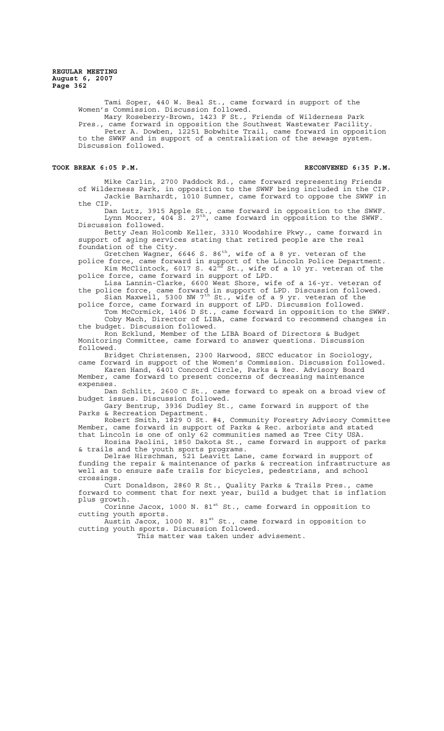Tami Soper, 440 W. Beal St., came forward in support of the Women's Commission. Discussion followed.

Mary Roseberry-Brown, 1423 F St., Friends of Wilderness Park Pres., came forward in opposition the Southwest Wastewater Facility.

Peter A. Dowben, 12251 Bobwhite Trail, came forward in opposition to the SWWF and in support of a centralization of the sewage system. Discussion followed.

**TOOK BREAK 6:05 P.M. RECONVENED 6:35 P.M.**

Mike Carlin, 2700 Paddock Rd., came forward representing Friends of Wilderness Park, in opposition to the SWWF being included in the CIP.

Jackie Barnhardt, 1010 Sumner, came forward to oppose the SWWF in the CIP.

Dan Lutz, 3915 Apple St., came forward in opposition to the SWWF.

Lynn Moorer, 404 S. 27th, came forward in opposition to the SWWF. Discussion followed.

Betty Jean Holcomb Keller, 3310 Woodshire Pkwy., came forward in support of aging services stating that retired people are the real foundation of the City.

Gretchen Wagner, 6646 S. 86th, wife of a 8 yr. veteran of the police force, came forward in support of the Lincoln Police Department.

Kim McClintock, 6017 S. 42nd St., wife of a 10 yr. veteran of the police force, came forward in support of LPD.

Lisa Lannin-Clarke, 6600 West Shore, wife of a 16-yr. veteran of the police force, came forward in support of LPD. Discussion followed.

Sian Maxwell, 5300 NW 7th St., wife of a 9 yr. veteran of the police force, came forward in support of LPD. Discussion followed.

Tom McCormick, 1406 D St., came forward in opposition to the SWWF.

Coby Mach, Director of LIBA, came forward to recommend changes in the budget. Discussion followed.

Ron Ecklund, Member of the LIBA Board of Directors & Budget Monitoring Committee, came forward to answer questions. Discussion followed.

Bridget Christensen, 2300 Harwood, SECC educator in Sociology, came forward in support of the Women's Commission. Discussion followed.

Karen Hand, 6401 Concord Circle, Parks & Rec. Advisory Board Member, came forward to present concerns of decreasing maintenance expenses.

Dan Schlitt, 2600 C St., came forward to speak on a broad view of budget issues. Discussion followed.

Gary Bentrup, 3936 Dudley St., came forward in support of the Parks & Recreation Department.

Robert Smith, 1829 O St. #4, Community Forestry Advisory Committee Member, came forward in support of Parks & Rec. arborists and stated that Lincoln is one of only 62 communities named as Tree City USA.

Rosina Paolini, 1850 Dakota St., came forward in support of parks & trails and the youth sports programs.

Delrae Hirschman, 521 Leavitt Lane, came forward in support of funding the repair & maintenance of parks & recreation infrastructure as well as to ensure safe trails for bicycles, pedestrians, and school crossings.

Curt Donaldson, 2860 R St., Quality Parks & Trails Pres., came forward to comment that for next year, build a budget that is inflation plus growth.

Corinne Jacox, 1000 N. 81st St., came forward in opposition to cutting youth sports.

Austin Jacox, 1000 N. 81st St., came forward in opposition to cutting youth sports. Discussion followed.

This matter was taken under advisement.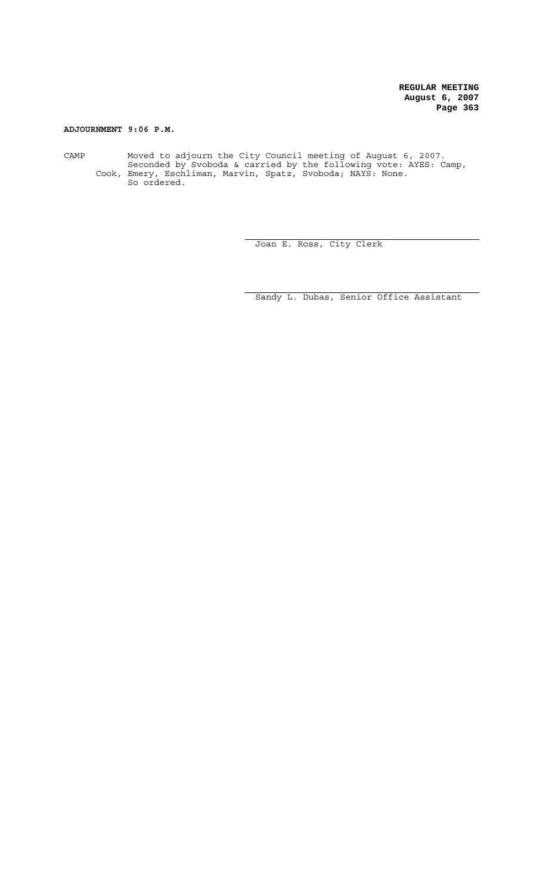**ADJOURNMENT 9:06 P.M.**

CAMP Moved to adjourn the City Council meeting of August 6, 2007. Seconded by Svoboda & carried by the following vote: AYES: Camp, Cook, Emery, Eschliman, Marvin, Spatz, Svoboda; NAYS: None. So ordered.

Joan E. Ross, City Clerk

Sandy L. Dubas, Senior Office Assistant